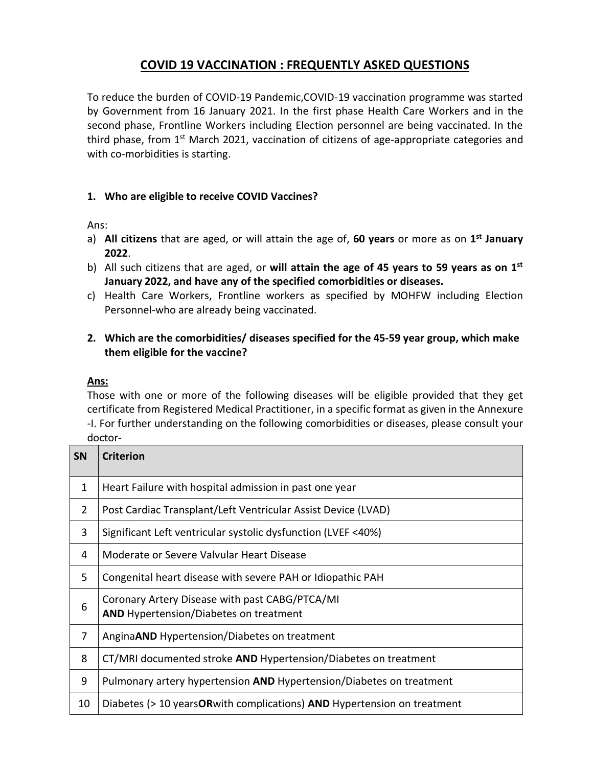# COVID 19 VACCINATION : FREQUENTLY ASKED QUESTIONS

To reduce the burden of COVID-19 Pandemic,COVID-19 vaccination programme was started by Government from 16 January 2021. In the first phase Health Care Workers and in the second phase, Frontline Workers including Election personnel are being vaccinated. In the third phase, from 1st March 2021, vaccination of citizens of age-appropriate categories and with co-morbidities is starting.

**1. Who are eligible to receive COVID Vaccines?**

Ans:

a) **All citizens** that are aged, or will attain the age of, **60 years** or more as on **1st January 2022**.

b) All such citizens that are aged, or **will attain the age of 45 years to 59 years as on 1st January 2022, and have any of the specified comorbidities or diseases.**

c) Health Care Workers, Frontline workers as specified by MOHFW including Election Personnel-who are already being vaccinated.

**2. Which are the comorbidities/ diseases specified for the 45-59 year group, which make them eligible for the vaccine?**

**Ans:**

Those with one or more of the following diseases will be eligible provided that they get certificate from Registered Medical Practitioner, in a specific format as given in the Annexure -I. For further understanding on the following comorbidities or diseases, please consult your doctor-

| SN | Criterion |
|---|---|
| 1 | Heart Failure with hospital admission in past one year |
| 2 | Post Cardiac Transplant/Left Ventricular Assist Device (LVAD) |
| 3 | Significant Left ventricular systolic dysfunction (LVEF <40%) |
| 4 | Moderate or Severe Valvular Heart Disease |
| 5 | Congenital heart disease with severe PAH or Idiopathic PAH |
| 6 | Coronary Artery Disease with past CABG/PTCA/MI **AND** Hypertension/Diabetes on treatment |
| 7 | Angina**AND** Hypertension/Diabetes on treatment |
| 8 | CT/MRI documented stroke **AND** Hypertension/Diabetes on treatment |
| 9 | Pulmonary artery hypertension **AND** Hypertension/Diabetes on treatment |
| 10 | Diabetes (> 10 years**OR**with complications) **AND** Hypertension on treatment |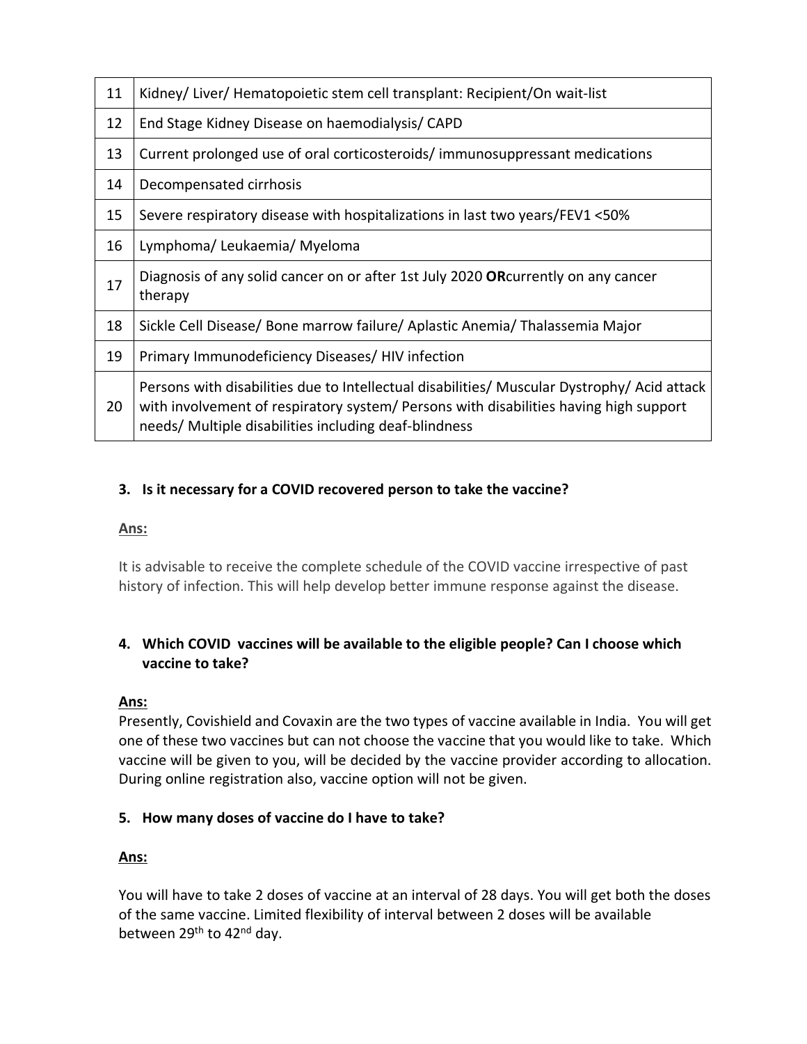| | |
|---|---|
| 11 | Kidney/ Liver/ Hematopoietic stem cell transplant: Recipient/On wait-list |
| 12 | End Stage Kidney Disease on haemodialysis/ CAPD |
| 13 | Current prolonged use of oral corticosteroids/ immunosuppressant medications |
| 14 | Decompensated cirrhosis |
| 15 | Severe respiratory disease with hospitalizations in last two years/FEV1 <50% |
| 16 | Lymphoma/ Leukaemia/ Myeloma |
| 17 | Diagnosis of any solid cancer on or after 1st July 2020 **OR**currently on any cancer therapy |
| 18 | Sickle Cell Disease/ Bone marrow failure/ Aplastic Anemia/ Thalassemia Major |
| 19 | Primary Immunodeficiency Diseases/ HIV infection |
| 20 | Persons with disabilities due to Intellectual disabilities/ Muscular Dystrophy/ Acid attack with involvement of respiratory system/ Persons with disabilities having high support needs/ Multiple disabilities including deaf-blindness |

**3. Is it necessary for a COVID recovered person to take the vaccine?**

**Ans:**

It is advisable to receive the complete schedule of the COVID vaccine irrespective of past history of infection. This will help develop better immune response against the disease.

**4. Which COVID vaccines will be available to the eligible people? Can I choose which vaccine to take?**

**Ans:**

Presently, Covishield and Covaxin are the two types of vaccine available in India. You will get one of these two vaccines but can not choose the vaccine that you would like to take. Which vaccine will be given to you, will be decided by the vaccine provider according to allocation. During online registration also, vaccine option will not be given.

**5. How many doses of vaccine do I have to take?**

**Ans:**

You will have to take 2 doses of vaccine at an interval of 28 days. You will get both the doses of the same vaccine. Limited flexibility of interval between 2 doses will be available between 29th to 42nd day.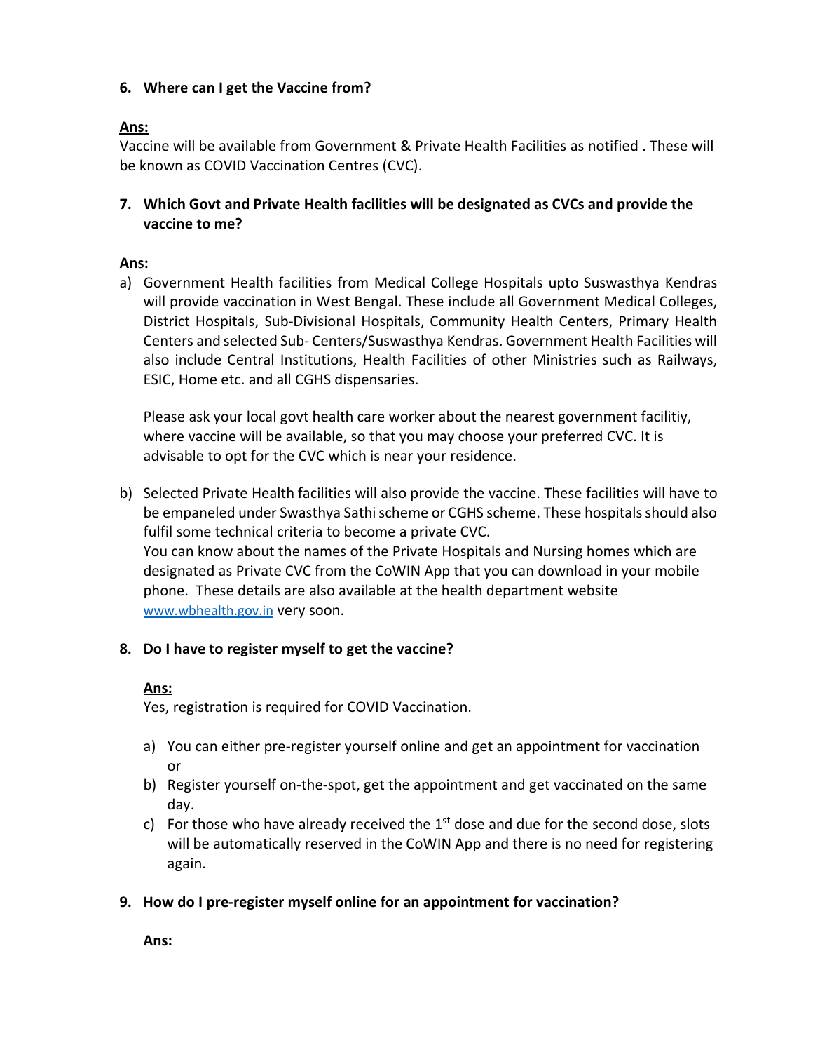**6. Where can I get the Vaccine from?**

**Ans:**

Vaccine will be available from Government & Private Health Facilities as notified . These will be known as COVID Vaccination Centres (CVC).

**7. Which Govt and Private Health facilities will be designated as CVCs and provide the vaccine to me?**

**Ans:**

a) Government Health facilities from Medical College Hospitals upto Suswasthya Kendras will provide vaccination in West Bengal. These include all Government Medical Colleges, District Hospitals, Sub-Divisional Hospitals, Community Health Centers, Primary Health Centers and selected Sub- Centers/Suswasthya Kendras. Government Health Facilities will also include Central Institutions, Health Facilities of other Ministries such as Railways, ESIC, Home etc. and all CGHS dispensaries.

   Please ask your local govt health care worker about the nearest government facilitiy, where vaccine will be available, so that you may choose your preferred CVC. It is advisable to opt for the CVC which is near your residence.

b) Selected Private Health facilities will also provide the vaccine. These facilities will have to be empaneled under Swasthya Sathi scheme or CGHS scheme. These hospitals should also fulfil some technical criteria to become a private CVC.
   You can know about the names of the Private Hospitals and Nursing homes which are designated as Private CVC from the CoWIN App that you can download in your mobile phone. These details are also available at the health department website www.wbhealth.gov.in very soon.

**8. Do I have to register myself to get the vaccine?**

**Ans:**

Yes, registration is required for COVID Vaccination.

a) You can either pre-register yourself online and get an appointment for vaccination or
b) Register yourself on-the-spot, get the appointment and get vaccinated on the same day.
c) For those who have already received the 1st dose and due for the second dose, slots will be automatically reserved in the CoWIN App and there is no need for registering again.

**9. How do I pre-register myself online for an appointment for vaccination?**

**Ans:**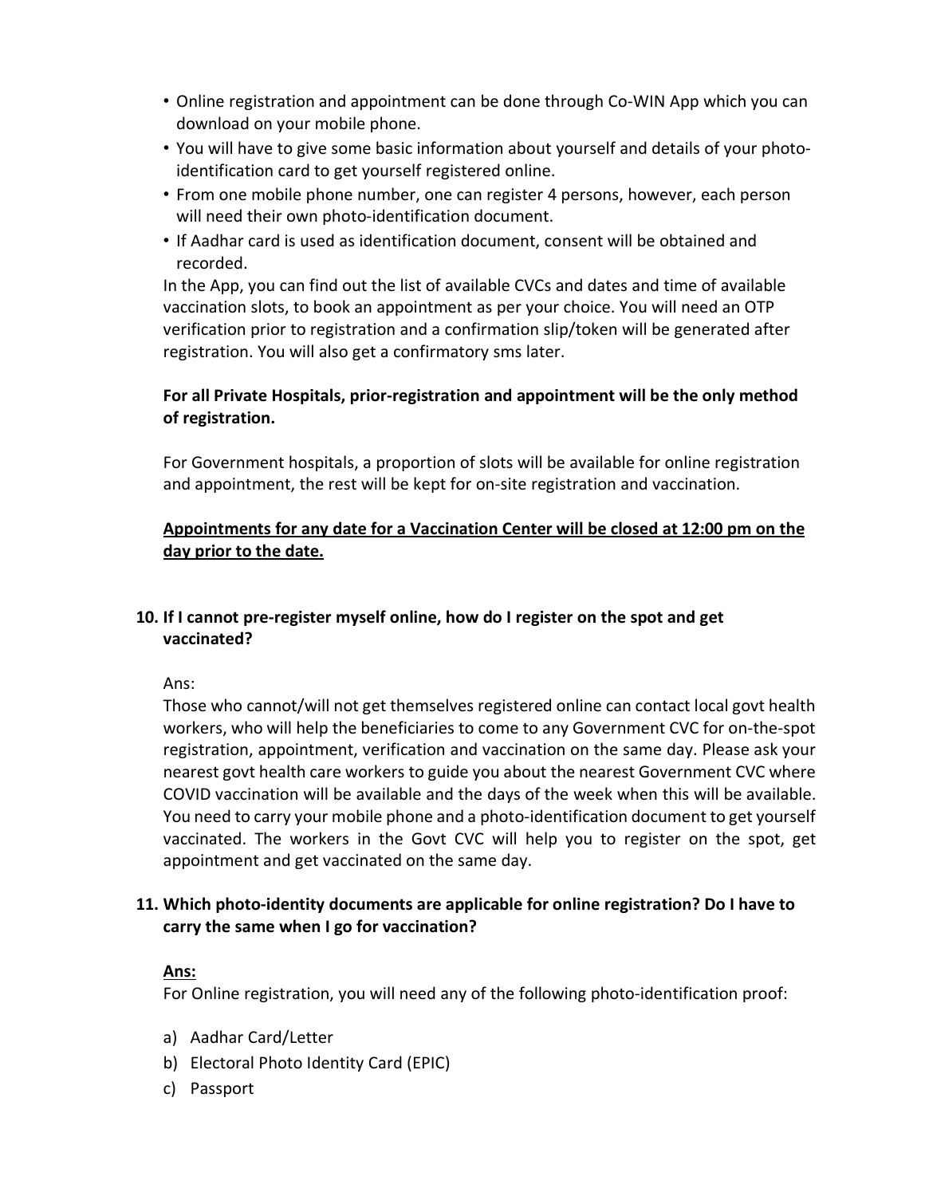- Online registration and appointment can be done through Co-WIN App which you can download on your mobile phone.
- You will have to give some basic information about yourself and details of your photo-identification card to get yourself registered online.
- From one mobile phone number, one can register 4 persons, however, each person will need their own photo-identification document.
- If Aadhar card is used as identification document, consent will be obtained and recorded.

In the App, you can find out the list of available CVCs and dates and time of available vaccination slots, to book an appointment as per your choice. You will need an OTP verification prior to registration and a confirmation slip/token will be generated after registration. You will also get a confirmatory sms later.

**For all Private Hospitals, prior-registration and appointment will be the only method of registration.**

For Government hospitals, a proportion of slots will be available for online registration and appointment, the rest will be kept for on-site registration and vaccination.

<u>**Appointments for any date for a Vaccination Center will be closed at 12:00 pm on the day prior to the date.**</u>

**10. If I cannot pre-register myself online, how do I register on the spot and get vaccinated?**

Ans:

Those who cannot/will not get themselves registered online can contact local govt health workers, who will help the beneficiaries to come to any Government CVC for on-the-spot registration, appointment, verification and vaccination on the same day. Please ask your nearest govt health care workers to guide you about the nearest Government CVC where COVID vaccination will be available and the days of the week when this will be available. You need to carry your mobile phone and a photo-identification document to get yourself vaccinated. The workers in the Govt CVC will help you to register on the spot, get appointment and get vaccinated on the same day.

**11. Which photo-identity documents are applicable for online registration? Do I have to carry the same when I go for vaccination?**

<u>**Ans:**</u>

For Online registration, you will need any of the following photo-identification proof:

a) Aadhar Card/Letter
b) Electoral Photo Identity Card (EPIC)
c) Passport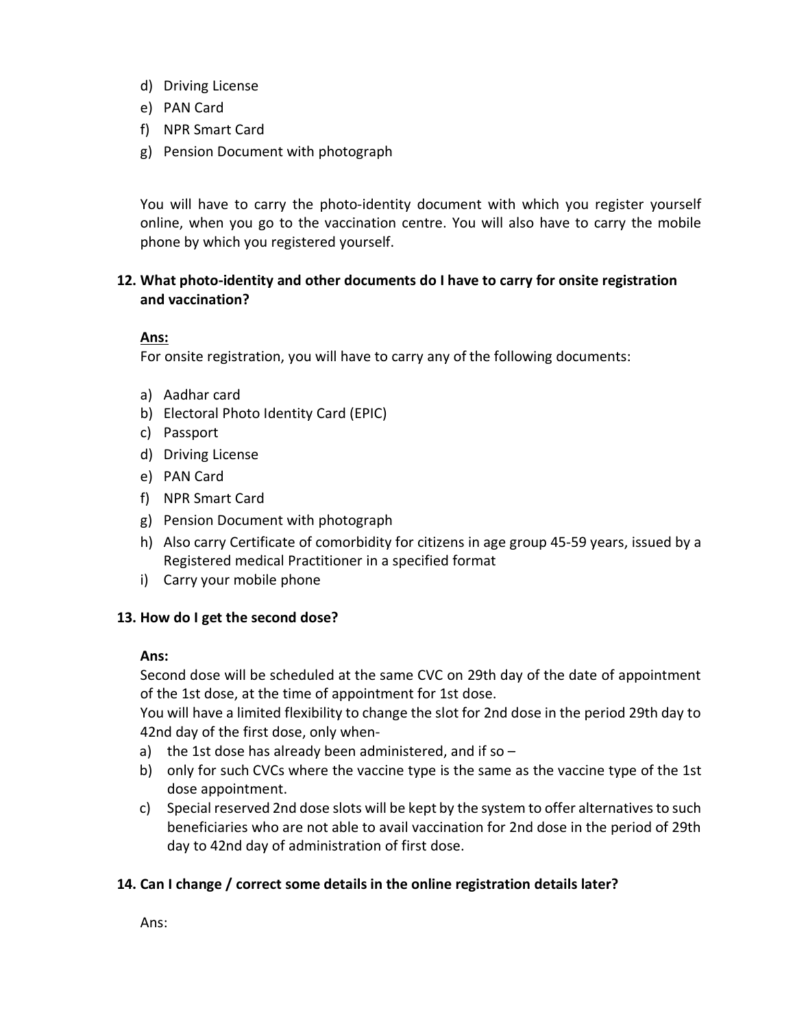d) Driving License
e) PAN Card
f) NPR Smart Card
g) Pension Document with photograph

You will have to carry the photo-identity document with which you register yourself online, when you go to the vaccination centre. You will also have to carry the mobile phone by which you registered yourself.

**12. What photo-identity and other documents do I have to carry for onsite registration and vaccination?**

**Ans:**

For onsite registration, you will have to carry any of the following documents:

a) Aadhar card
b) Electoral Photo Identity Card (EPIC)
c) Passport
d) Driving License
e) PAN Card
f) NPR Smart Card
g) Pension Document with photograph
h) Also carry Certificate of comorbidity for citizens in age group 45-59 years, issued by a Registered medical Practitioner in a specified format
i) Carry your mobile phone

**13. How do I get the second dose?**

**Ans:**

Second dose will be scheduled at the same CVC on 29th day of the date of appointment of the 1st dose, at the time of appointment for 1st dose.

You will have a limited flexibility to change the slot for 2nd dose in the period 29th day to 42nd day of the first dose, only when-

a) the 1st dose has already been administered, and if so –
b) only for such CVCs where the vaccine type is the same as the vaccine type of the 1st dose appointment.
c) Special reserved 2nd dose slots will be kept by the system to offer alternatives to such beneficiaries who are not able to avail vaccination for 2nd dose in the period of 29th day to 42nd day of administration of first dose.

**14. Can I change / correct some details in the online registration details later?**

Ans: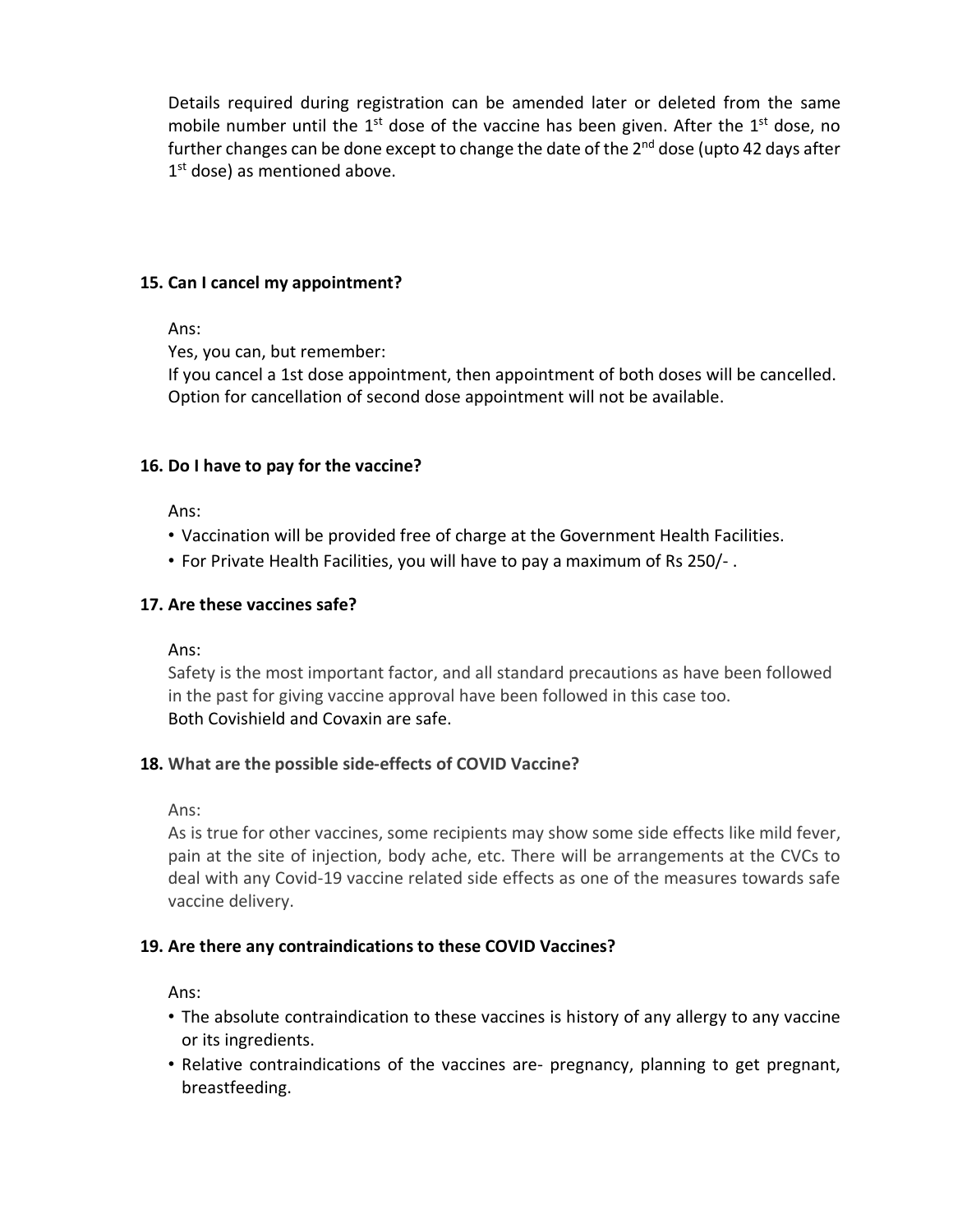Details required during registration can be amended later or deleted from the same mobile number until the 1st dose of the vaccine has been given. After the 1st dose, no further changes can be done except to change the date of the 2nd dose (upto 42 days after 1st dose) as mentioned above.

**15. Can I cancel my appointment?**

Ans:

Yes, you can, but remember:

If you cancel a 1st dose appointment, then appointment of both doses will be cancelled. Option for cancellation of second dose appointment will not be available.

**16. Do I have to pay for the vaccine?**

Ans:

- Vaccination will be provided free of charge at the Government Health Facilities.
- For Private Health Facilities, you will have to pay a maximum of Rs 250/- .

**17. Are these vaccines safe?**

Ans:

Safety is the most important factor, and all standard precautions as have been followed in the past for giving vaccine approval have been followed in this case too.

Both Covishield and Covaxin are safe.

**18. What are the possible side-effects of COVID Vaccine?**

Ans:

As is true for other vaccines, some recipients may show some side effects like mild fever, pain at the site of injection, body ache, etc. There will be arrangements at the CVCs to deal with any Covid-19 vaccine related side effects as one of the measures towards safe vaccine delivery.

**19. Are there any contraindications to these COVID Vaccines?**

Ans:

- The absolute contraindication to these vaccines is history of any allergy to any vaccine or its ingredients.
- Relative contraindications of the vaccines are- pregnancy, planning to get pregnant, breastfeeding.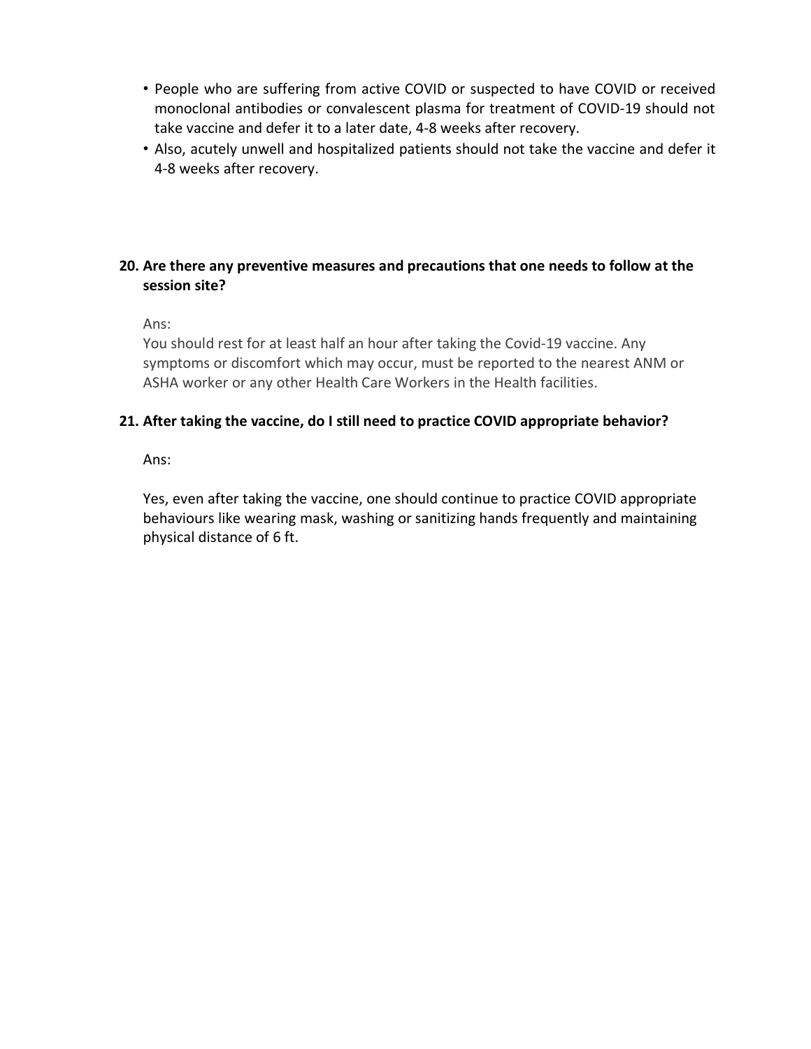- People who are suffering from active COVID or suspected to have COVID or received monoclonal antibodies or convalescent plasma for treatment of COVID-19 should not take vaccine and defer it to a later date, 4-8 weeks after recovery.
- Also, acutely unwell and hospitalized patients should not take the vaccine and defer it 4-8 weeks after recovery.

**20. Are there any preventive measures and precautions that one needs to follow at the session site?**

Ans:

You should rest for at least half an hour after taking the Covid-19 vaccine. Any symptoms or discomfort which may occur, must be reported to the nearest ANM or ASHA worker or any other Health Care Workers in the Health facilities.

**21. After taking the vaccine, do I still need to practice COVID appropriate behavior?**

Ans:

Yes, even after taking the vaccine, one should continue to practice COVID appropriate behaviours like wearing mask, washing or sanitizing hands frequently and maintaining physical distance of 6 ft.